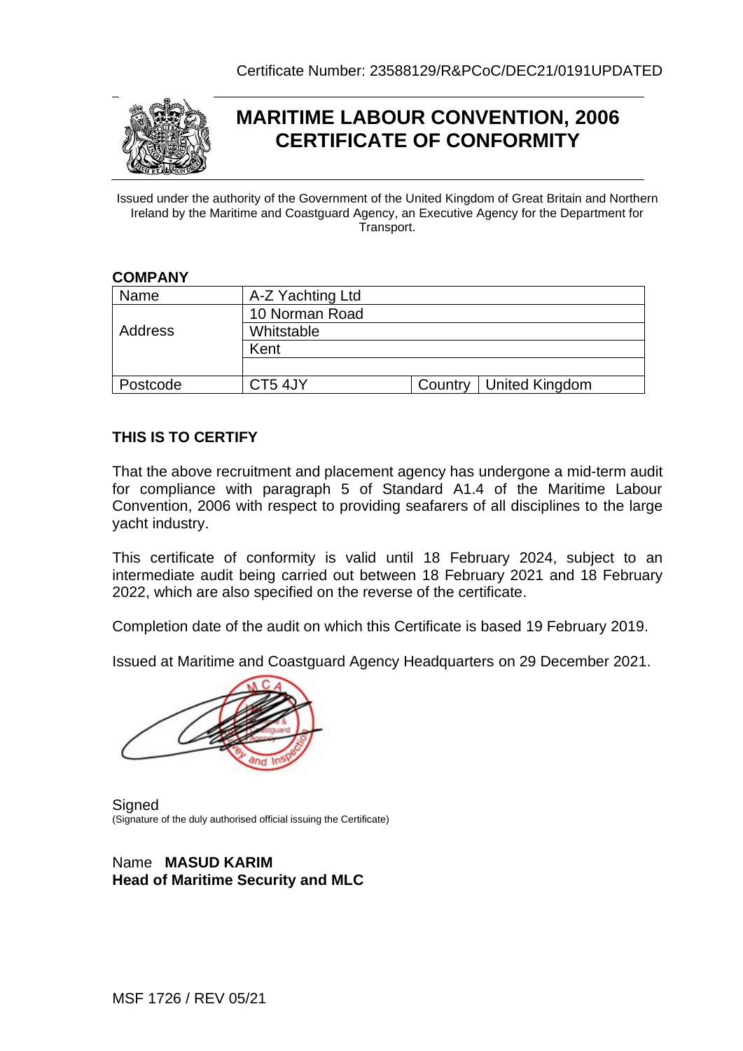Certificate Number: 23588129/R&PCoC/DEC21/0191UPDATED

# MARITIME LABOUR CONVENTION, 2006
# CERTIFICATE OF CONFORMITY

Issued under the authority of the Government of the United Kingdom of Great Britain and Northern Ireland by the Maritime and Coastguard Agency, an Executive Agency for the Department for Transport.

**COMPANY**

| | | | |
|---|---|---|---|
| Name | A-Z Yachting Ltd | | |
| Address | 10 Norman Road | | |
| | Whitstable | | |
| | Kent | | |
| | | | |
| Postcode | CT5 4JY | Country | United Kingdom |

**THIS IS TO CERTIFY**

That the above recruitment and placement agency has undergone a mid-term audit for compliance with paragraph 5 of Standard A1.4 of the Maritime Labour Convention, 2006 with respect to providing seafarers of all disciplines to the large yacht industry.

This certificate of conformity is valid until 18 February 2024, subject to an intermediate audit being carried out between 18 February 2021 and 18 February 2022, which are also specified on the reverse of the certificate.

Completion date of the audit on which this Certificate is based 19 February 2019.

Issued at Maritime and Coastguard Agency Headquarters on 29 December 2021.

Signed
(Signature of the duly authorised official issuing the Certificate)

Name **MASUD KARIM**
**Head of Maritime Security and MLC**

MSF 1726 / REV 05/21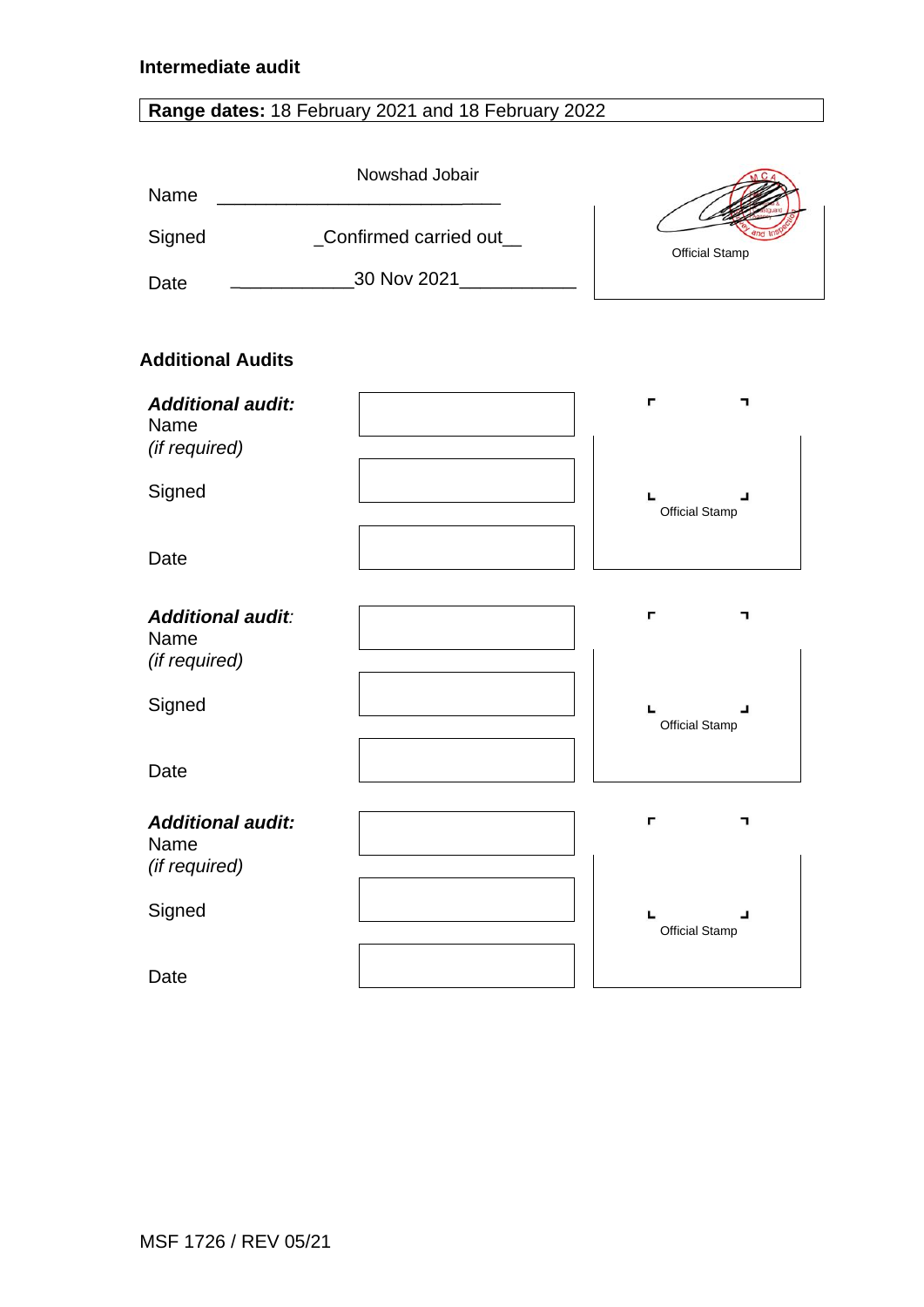**Intermediate audit**

**Range dates:** 18 February 2021 and 18 February 2022

| | |
|---|---|
| Name | Nowshad Jobair |
| Signed | Confirmed carried out |
| Date | 30 Nov 2021 |

Official Stamp

## Additional Audits

***Additional audit:***
Name
*(if required)*

Signed

Date

Official Stamp

***Additional audit:***
Name
*(if required)*

Signed

Date

Official Stamp

***Additional audit:***
Name
*(if required)*

Signed

Date

Official Stamp

MSF 1726 / REV 05/21